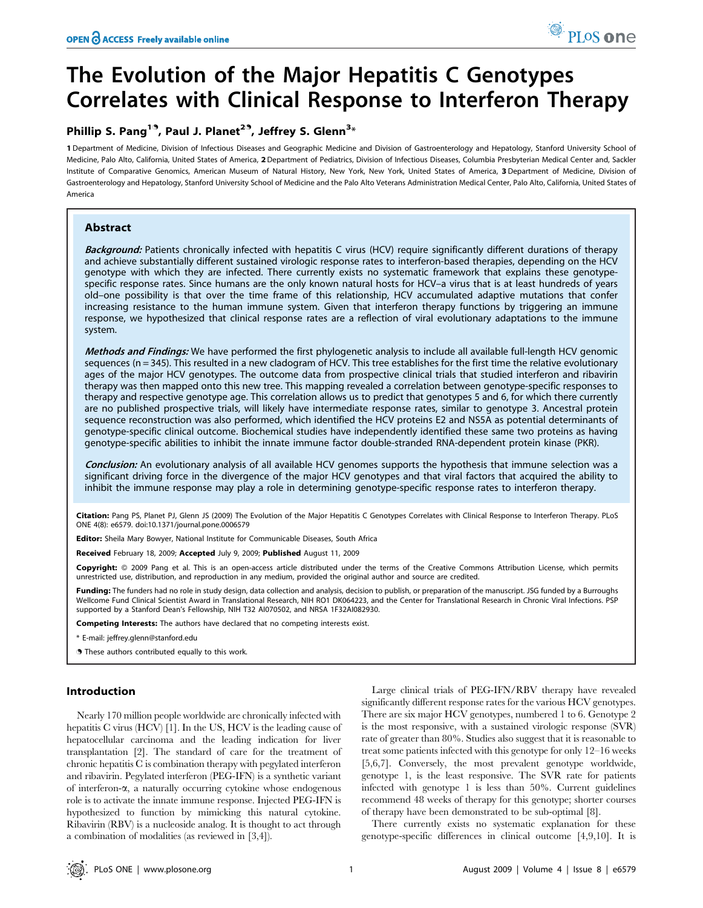# The Evolution of the Major Hepatitis C Genotypes Correlates with Clinical Response to Interferon Therapy

**Phillip S. Pang[1,¶], Paul J. Planet[2,¶], Jeffrey S. Glenn[3]***

1 Department of Medicine, Division of Infectious Diseases and Geographic Medicine and Division of Gastroenterology and Hepatology, Stanford University School of Medicine, Palo Alto, California, United States of America, 2 Department of Pediatrics, Division of Infectious Diseases, Columbia Presbyterian Medical Center and, Sackler Institute of Comparative Genomics, American Museum of Natural History, New York, New York, United States of America, 3 Department of Medicine, Division of Gastroenterology and Hepatology, Stanford University School of Medicine and the Palo Alto Veterans Administration Medical Center, Palo Alto, California, United States of America

## Abstract

***Background:*** Patients chronically infected with hepatitis C virus (HCV) require significantly different durations of therapy and achieve substantially different sustained virologic response rates to interferon-based therapies, depending on the HCV genotype with which they are infected. There currently exists no systematic framework that explains these genotype-specific response rates. Since humans are the only known natural hosts for HCV–a virus that is at least hundreds of years old–one possibility is that over the time frame of this relationship, HCV accumulated adaptive mutations that confer increasing resistance to the human immune system. Given that interferon therapy functions by triggering an immune response, we hypothesized that clinical response rates are a reflection of viral evolutionary adaptations to the immune system.

***Methods and Findings:*** We have performed the first phylogenetic analysis to include all available full-length HCV genomic sequences (n = 345). This resulted in a new cladogram of HCV. This tree establishes for the first time the relative evolutionary ages of the major HCV genotypes. The outcome data from prospective clinical trials that studied interferon and ribavirin therapy was then mapped onto this new tree. This mapping revealed a correlation between genotype-specific responses to therapy and respective genotype age. This correlation allows us to predict that genotypes 5 and 6, for which there currently are no published prospective trials, will likely have intermediate response rates, similar to genotype 3. Ancestral protein sequence reconstruction was also performed, which identified the HCV proteins E2 and NS5A as potential determinants of genotype-specific clinical outcome. Biochemical studies have independently identified these same two proteins as having genotype-specific abilities to inhibit the innate immune factor double-stranded RNA-dependent protein kinase (PKR).

***Conclusion:*** An evolutionary analysis of all available HCV genomes supports the hypothesis that immune selection was a significant driving force in the divergence of the major HCV genotypes and that viral factors that acquired the ability to inhibit the immune response may play a role in determining genotype-specific response rates to interferon therapy.

**Citation:** Pang PS, Planet PJ, Glenn JS (2009) The Evolution of the Major Hepatitis C Genotypes Correlates with Clinical Response to Interferon Therapy. PLoS ONE 4(8): e6579. doi:10.1371/journal.pone.0006579

**Editor:** Sheila Mary Bowyer, National Institute for Communicable Diseases, South Africa

**Received** February 18, 2009; **Accepted** July 9, 2009; **Published** August 11, 2009

**Copyright:** © 2009 Pang et al. This is an open-access article distributed under the terms of the Creative Commons Attribution License, which permits unrestricted use, distribution, and reproduction in any medium, provided the original author and source are credited.

**Funding:** The funders had no role in study design, data collection and analysis, decision to publish, or preparation of the manuscript. JSG funded by a Burroughs Wellcome Fund Clinical Scientist Award in Translational Research, NIH RO1 DK064223, and the Center for Translational Research in Chronic Viral Infections. PSP supported by a Stanford Dean's Fellowship, NIH T32 AI070502, and NRSA 1F32AI082930.

**Competing Interests:** The authors have declared that no competing interests exist.

\* E-mail: jeffrey.glenn@stanford.edu

¶ These authors contributed equally to this work.

## Introduction

Nearly 170 million people worldwide are chronically infected with hepatitis C virus (HCV) [1]. In the US, HCV is the leading cause of hepatocellular carcinoma and the leading indication for liver transplantation [2]. The standard of care for the treatment of chronic hepatitis C is combination therapy with pegylated interferon and ribavirin. Pegylated interferon (PEG-IFN) is a synthetic variant of interferon-α, a naturally occurring cytokine whose endogenous role is to activate the innate immune response. Injected PEG-IFN is hypothesized to function by mimicking this natural cytokine. Ribavirin (RBV) is a nucleoside analog. It is thought to act through a combination of modalities (as reviewed in [3,4]).

Large clinical trials of PEG-IFN/RBV therapy have revealed significantly different response rates for the various HCV genotypes. There are six major HCV genotypes, numbered 1 to 6. Genotype 2 is the most responsive, with a sustained virologic response (SVR) rate of greater than 80%. Studies also suggest that it is reasonable to treat some patients infected with this genotype for only 12–16 weeks [5,6,7]. Conversely, the most prevalent genotype worldwide, genotype 1, is the least responsive. The SVR rate for patients infected with genotype 1 is less than 50%. Current guidelines recommend 48 weeks of therapy for this genotype; shorter courses of therapy have been demonstrated to be sub-optimal [8].

There currently exists no systematic explanation for these genotype-specific differences in clinical outcome [4,9,10]. It is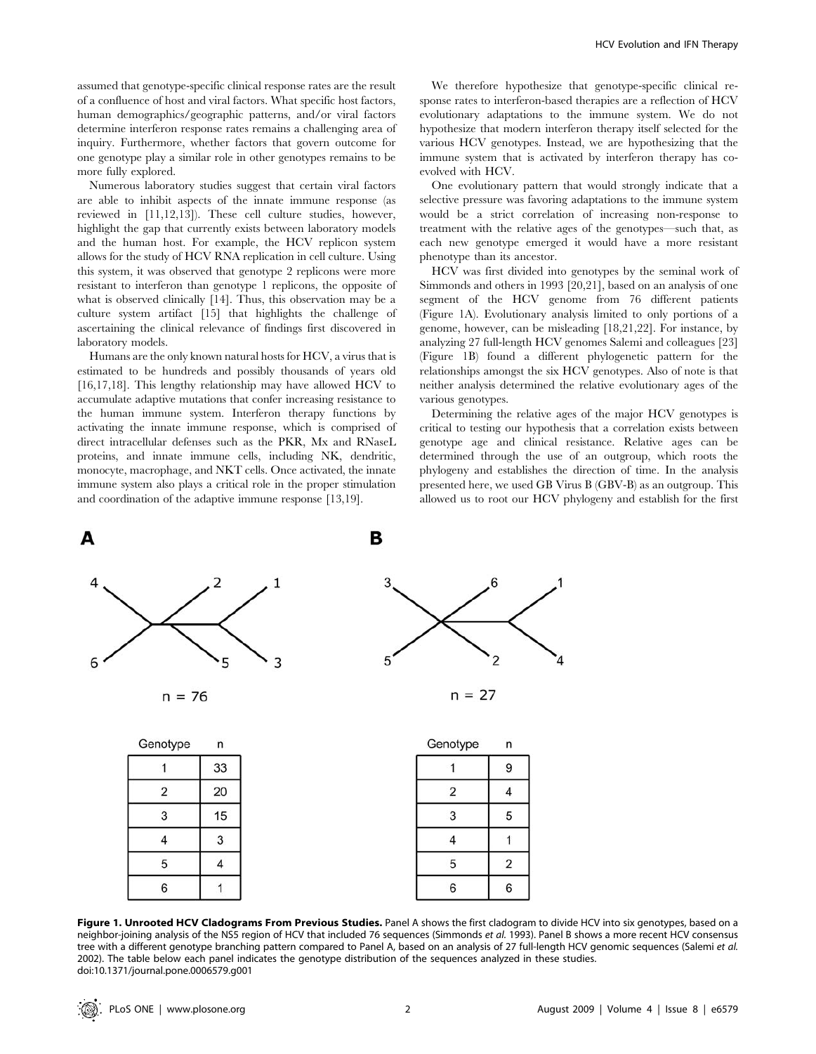assumed that genotype-specific clinical response rates are the result of a confluence of host and viral factors. What specific host factors, human demographics/geographic patterns, and/or viral factors determine interferon response rates remains a challenging area of inquiry. Furthermore, whether factors that govern outcome for one genotype play a similar role in other genotypes remains to be more fully explored.

Numerous laboratory studies suggest that certain viral factors are able to inhibit aspects of the innate immune response (as reviewed in [11,12,13]). These cell culture studies, however, highlight the gap that currently exists between laboratory models and the human host. For example, the HCV replicon system allows for the study of HCV RNA replication in cell culture. Using this system, it was observed that genotype 2 replicons were more resistant to interferon than genotype 1 replicons, the opposite of what is observed clinically [14]. Thus, this observation may be a culture system artifact [15] that highlights the challenge of ascertaining the clinical relevance of findings first discovered in laboratory models.

Humans are the only known natural hosts for HCV, a virus that is estimated to be hundreds and possibly thousands of years old [16,17,18]. This lengthy relationship may have allowed HCV to accumulate adaptive mutations that confer increasing resistance to the human immune system. Interferon therapy functions by activating the innate immune response, which is comprised of direct intracellular defenses such as the PKR, Mx and RNaseL proteins, and innate immune cells, including NK, dendritic, monocyte, macrophage, and NKT cells. Once activated, the innate immune system also plays a critical role in the proper stimulation and coordination of the adaptive immune response [13,19].

We therefore hypothesize that genotype-specific clinical response rates to interferon-based therapies are a reflection of HCV evolutionary adaptations to the immune system. We do not hypothesize that modern interferon therapy itself selected for the various HCV genotypes. Instead, we are hypothesizing that the immune system that is activated by interferon therapy has co-evolved with HCV.

One evolutionary pattern that would strongly indicate that a selective pressure was favoring adaptations to the immune system would be a strict correlation of increasing non-response to treatment with the relative ages of the genotypes—such that, as each new genotype emerged it would have a more resistant phenotype than its ancestor.

HCV was first divided into genotypes by the seminal work of Simmonds and others in 1993 [20,21], based on an analysis of one segment of the HCV genome from 76 different patients (Figure 1A). Evolutionary analysis limited to only portions of a genome, however, can be misleading [18,21,22]. For instance, by analyzing 27 full-length HCV genomes Salemi and colleagues [23] (Figure 1B) found a different phylogenetic pattern for the relationships amongst the six HCV genotypes. Also of note is that neither analysis determined the relative evolutionary ages of the various genotypes.

Determining the relative ages of the major HCV genotypes is critical to testing our hypothesis that a correlation exists between genotype age and clinical resistance. Relative ages can be determined through the use of an outgroup, which roots the phylogeny and establishes the direction of time. In the analysis presented here, we used GB Virus B (GBV-B) as an outgroup. This allowed us to root our HCV phylogeny and establish for the first

**A**

n = 76

| Genotype | n |
|---|---|
| 1 | 33 |
| 2 | 20 |
| 3 | 15 |
| 4 | 3 |
| 5 | 4 |
| 6 | 1 |

**B**

n = 27

| Genotype | n |
|---|---|
| 1 | 9 |
| 2 | 4 |
| 3 | 5 |
| 4 | 1 |
| 5 | 2 |
| 6 | 6 |

**Figure 1. Unrooted HCV Cladograms From Previous Studies.** Panel A shows the first cladogram to divide HCV into six genotypes, based on a neighbor-joining analysis of the NS5 region of HCV that included 76 sequences (Simmonds *et al.* 1993). Panel B shows a more recent HCV consensus tree with a different genotype branching pattern compared to Panel A, based on an analysis of 27 full-length HCV genomic sequences (Salemi *et al.* 2002). The table below each panel indicates the genotype distribution of the sequences analyzed in these studies.
doi:10.1371/journal.pone.0006579.g001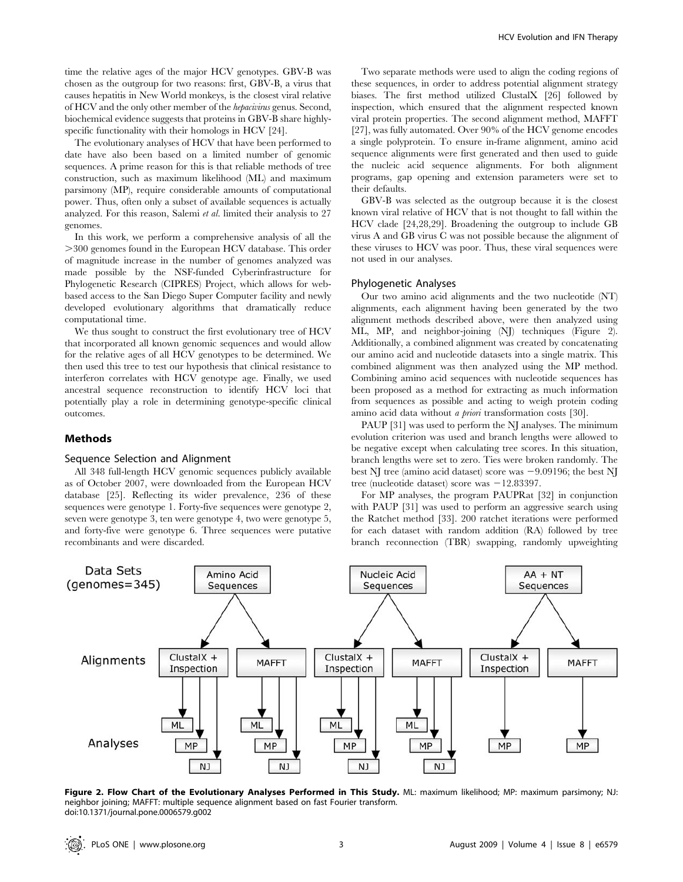time the relative ages of the major HCV genotypes. GBV-B was chosen as the outgroup for two reasons: first, GBV-B, a virus that causes hepatitis in New World monkeys, is the closest viral relative of HCV and the only other member of the *hepacivirus* genus. Second, biochemical evidence suggests that proteins in GBV-B share highly-specific functionality with their homologs in HCV [24].

The evolutionary analyses of HCV that have been performed to date have also been based on a limited number of genomic sequences. A prime reason for this is that reliable methods of tree construction, such as maximum likelihood (ML) and maximum parsimony (MP), require considerable amounts of computational power. Thus, often only a subset of available sequences is actually analyzed. For this reason, Salemi *et al.* limited their analysis to 27 genomes.

In this work, we perform a comprehensive analysis of all the >300 genomes found in the European HCV database. This order of magnitude increase in the number of genomes analyzed was made possible by the NSF-funded Cyberinfrastructure for Phylogenetic Research (CIPRES) Project, which allows for web-based access to the San Diego Super Computer facility and newly developed evolutionary algorithms that dramatically reduce computational time.

We thus sought to construct the first evolutionary tree of HCV that incorporated all known genomic sequences and would allow for the relative ages of all HCV genotypes to be determined. We then used this tree to test our hypothesis that clinical resistance to interferon correlates with HCV genotype age. Finally, we used ancestral sequence reconstruction to identify HCV loci that potentially play a role in determining genotype-specific clinical outcomes.

## Methods

### Sequence Selection and Alignment

All 348 full-length HCV genomic sequences publicly available as of October 2007, were downloaded from the European HCV database [25]. Reflecting its wider prevalence, 236 of these sequences were genotype 1. Forty-five sequences were genotype 2, seven were genotype 3, ten were genotype 4, two were genotype 5, and forty-five were genotype 6. Three sequences were putative recombinants and were discarded.

Two separate methods were used to align the coding regions of these sequences, in order to address potential alignment strategy biases. The first method utilized ClustalX [26] followed by inspection, which ensured that the alignment respected known viral protein properties. The second alignment method, MAFFT [27], was fully automated. Over 90% of the HCV genome encodes a single polyprotein. To ensure in-frame alignment, amino acid sequence alignments were first generated and then used to guide the nucleic acid sequence alignments. For both alignment programs, gap opening and extension parameters were set to their defaults.

GBV-B was selected as the outgroup because it is the closest known viral relative of HCV that is not thought to fall within the HCV clade [24,28,29]. Broadening the outgroup to include GB virus A and GB virus C was not possible because the alignment of these viruses to HCV was poor. Thus, these viral sequences were not used in our analyses.

### Phylogenetic Analyses

Our two amino acid alignments and the two nucleotide (NT) alignments, each alignment having been generated by the two alignment methods described above, were then analyzed using ML, MP, and neighbor-joining (NJ) techniques (Figure 2). Additionally, a combined alignment was created by concatenating our amino acid and nucleotide datasets into a single matrix. This combined alignment was then analyzed using the MP method. Combining amino acid sequences with nucleotide sequences has been proposed as a method for extracting as much information from sequences as possible and acting to weigh protein coding amino acid data without *a priori* transformation costs [30].

PAUP [31] was used to perform the NJ analyses. The minimum evolution criterion was used and branch lengths were allowed to be negative except when calculating tree scores. In this situation, branch lengths were set to zero. Ties were broken randomly. The best NJ tree (amino acid dataset) score was −9.09196; the best NJ tree (nucleotide dataset) score was −12.83397.

For MP analyses, the program PAUPRat [32] in conjunction with PAUP [31] was used to perform an aggressive search using the Ratchet method [33]. 200 ratchet iterations were performed for each dataset with random addition (RA) followed by tree branch reconnection (TBR) swapping, randomly upweighting

Data Sets (genomes=345)

| Data Sets | Amino Acid Sequences | | Nucleic Acid Sequences | | AA + NT Sequences | |
|---|---|---|---|---|---|---|
| Alignments | ClustalX + Inspection | MAFFT | ClustalX + Inspection | MAFFT | ClustalX + Inspection | MAFFT |
| Analyses | ML, MP, NJ | ML, MP, NJ | ML, MP, NJ | ML, MP, NJ | MP | MP |

**Figure 2. Flow Chart of the Evolutionary Analyses Performed in This Study.** ML: maximum likelihood; MP: maximum parsimony; NJ: neighbor joining; MAFFT: multiple sequence alignment based on fast Fourier transform.
doi:10.1371/journal.pone.0006579.g002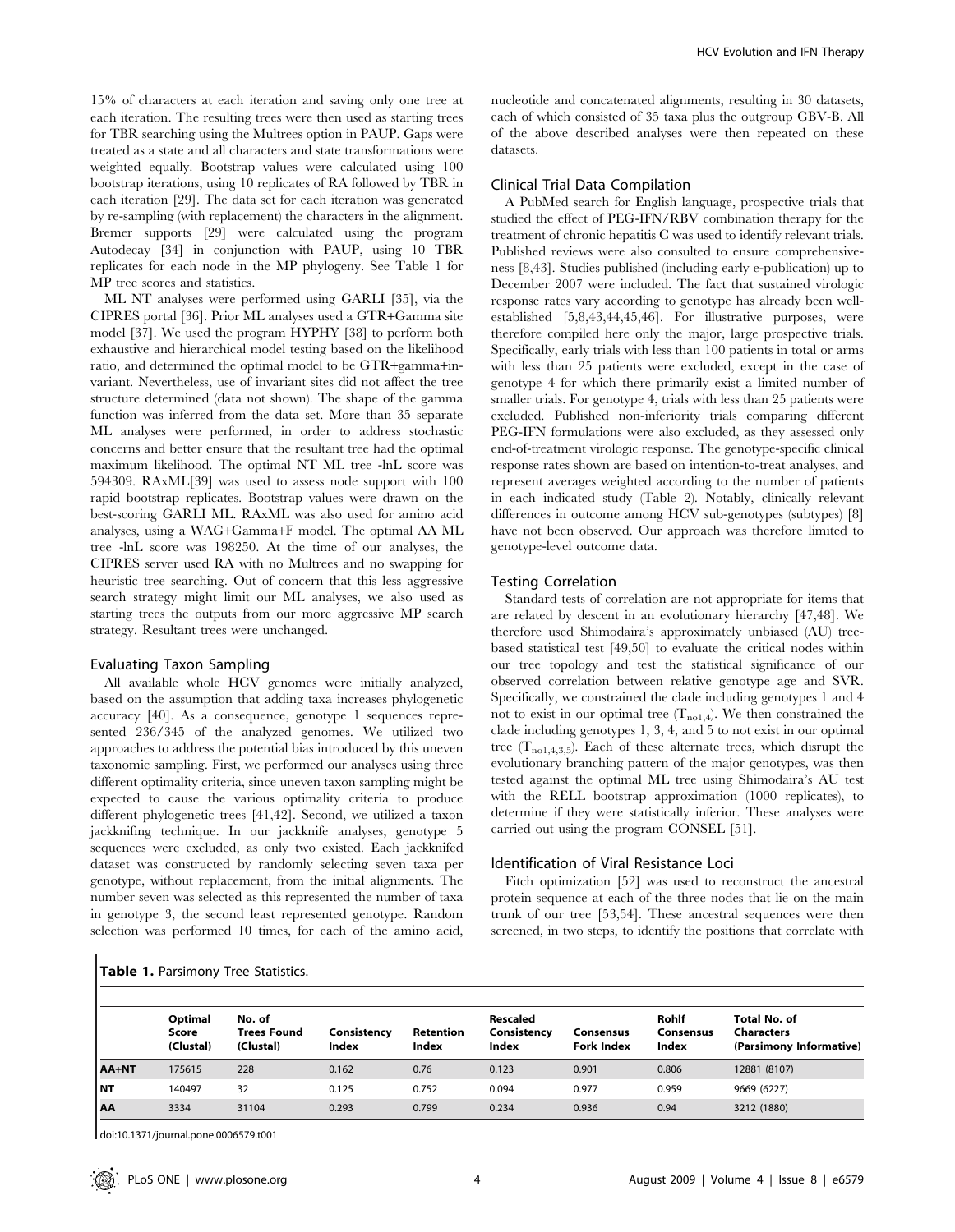15% of characters at each iteration and saving only one tree at each iteration. The resulting trees were then used as starting trees for TBR searching using the Multrees option in PAUP. Gaps were treated as a state and all characters and state transformations were weighted equally. Bootstrap values were calculated using 100 bootstrap iterations, using 10 replicates of RA followed by TBR in each iteration [29]. The data set for each iteration was generated by re-sampling (with replacement) the characters in the alignment. Bremer supports [29] were calculated using the program Autodecay [34] in conjunction with PAUP, using 10 TBR replicates for each node in the MP phylogeny. See Table 1 for MP tree scores and statistics.

ML NT analyses were performed using GARLI [35], via the CIPRES portal [36]. Prior ML analyses used a GTR+Gamma site model [37]. We used the program HYPHY [38] to perform both exhaustive and hierarchical model testing based on the likelihood ratio, and determined the optimal model to be GTR+gamma+invariant. Nevertheless, use of invariant sites did not affect the tree structure determined (data not shown). The shape of the gamma function was inferred from the data set. More than 35 separate ML analyses were performed, in order to address stochastic concerns and better ensure that the resultant tree had the optimal maximum likelihood. The optimal NT ML tree -lnL score was 594309. RAxML[39] was used to assess node support with 100 rapid bootstrap replicates. Bootstrap values were drawn on the best-scoring GARLI ML. RAxML was also used for amino acid analyses, using a WAG+Gamma+F model. The optimal AA ML tree -lnL score was 198250. At the time of our analyses, the CIPRES server used RA with no Multrees and no swapping for heuristic tree searching. Out of concern that this less aggressive search strategy might limit our ML analyses, we also used as starting trees the outputs from our more aggressive MP search strategy. Resultant trees were unchanged.

### Evaluating Taxon Sampling

All available whole HCV genomes were initially analyzed, based on the assumption that adding taxa increases phylogenetic accuracy [40]. As a consequence, genotype 1 sequences represented 236/345 of the analyzed genomes. We utilized two approaches to address the potential bias introduced by this uneven taxonomic sampling. First, we performed our analyses using three different optimality criteria, since uneven taxon sampling might be expected to cause the various optimality criteria to produce different phylogenetic trees [41,42]. Second, we utilized a taxon jackknifing technique. In our jackknife analyses, genotype 5 sequences were excluded, as only two existed. Each jackknifed dataset was constructed by randomly selecting seven taxa per genotype, without replacement, from the initial alignments. The number seven was selected as this represented the number of taxa in genotype 3, the second least represented genotype. Random selection was performed 10 times, for each of the amino acid, nucleotide and concatenated alignments, resulting in 30 datasets, each of which consisted of 35 taxa plus the outgroup GBV-B. All of the above described analyses were then repeated on these datasets.

### Clinical Trial Data Compilation

A PubMed search for English language, prospective trials that studied the effect of PEG-IFN/RBV combination therapy for the treatment of chronic hepatitis C was used to identify relevant trials. Published reviews were also consulted to ensure comprehensiveness [8,43]. Studies published (including early e-publication) up to December 2007 were included. The fact that sustained virologic response rates vary according to genotype has already been well-established [5,8,43,44,45,46]. For illustrative purposes, were therefore compiled here only the major, large prospective trials. Specifically, early trials with less than 100 patients in total or arms with less than 25 patients were excluded, except in the case of genotype 4 for which there primarily exist a limited number of smaller trials. For genotype 4, trials with less than 25 patients were excluded. Published non-inferiority trials comparing different PEG-IFN formulations were also excluded, as they assessed only end-of-treatment virologic response. The genotype-specific clinical response rates shown are based on intention-to-treat analyses, and represent averages weighted according to the number of patients in each indicated study (Table 2). Notably, clinically relevant differences in outcome among HCV sub-genotypes (subtypes) [8] have not been observed. Our approach was therefore limited to genotype-level outcome data.

### Testing Correlation

Standard tests of correlation are not appropriate for items that are related by descent in an evolutionary hierarchy [47,48]. We therefore used Shimodaira's approximately unbiased (AU) tree-based statistical test [49,50] to evaluate the critical nodes within our tree topology and test the statistical significance of our observed correlation between relative genotype age and SVR. Specifically, we constrained the clade including genotypes 1 and 4 not to exist in our optimal tree ($T_{no1,4}$). We then constrained the clade including genotypes 1, 3, 4, and 5 to not exist in our optimal tree ($T_{no1,4,3,5}$). Each of these alternate trees, which disrupt the evolutionary branching pattern of the major genotypes, was then tested against the optimal ML tree using Shimodaira's AU test with the RELL bootstrap approximation (1000 replicates), to determine if they were statistically inferior. These analyses were carried out using the program CONSEL [51].

### Identification of Viral Resistance Loci

Fitch optimization [52] was used to reconstruct the ancestral protein sequence at each of the three nodes that lie on the main trunk of our tree [53,54]. These ancestral sequences were then screened, in two steps, to identify the positions that correlate with

**Table 1.** Parsimony Tree Statistics.

| | Optimal Score (Clustal) | No. of Trees Found (Clustal) | Consistency Index | Retention Index | Rescaled Consistency Index | Consensus Fork Index | Rohlf Consensus Index | Total No. of Characters (Parsimony Informative) |
|---|---|---|---|---|---|---|---|---|
| **AA+NT** | 175615 | 228 | 0.162 | 0.76 | 0.123 | 0.901 | 0.806 | 12881 (8107) |
| **NT** | 140497 | 32 | 0.125 | 0.752 | 0.094 | 0.977 | 0.959 | 9669 (6227) |
| **AA** | 3334 | 31104 | 0.293 | 0.799 | 0.234 | 0.936 | 0.94 | 3212 (1880) |

doi:10.1371/journal.pone.0006579.t001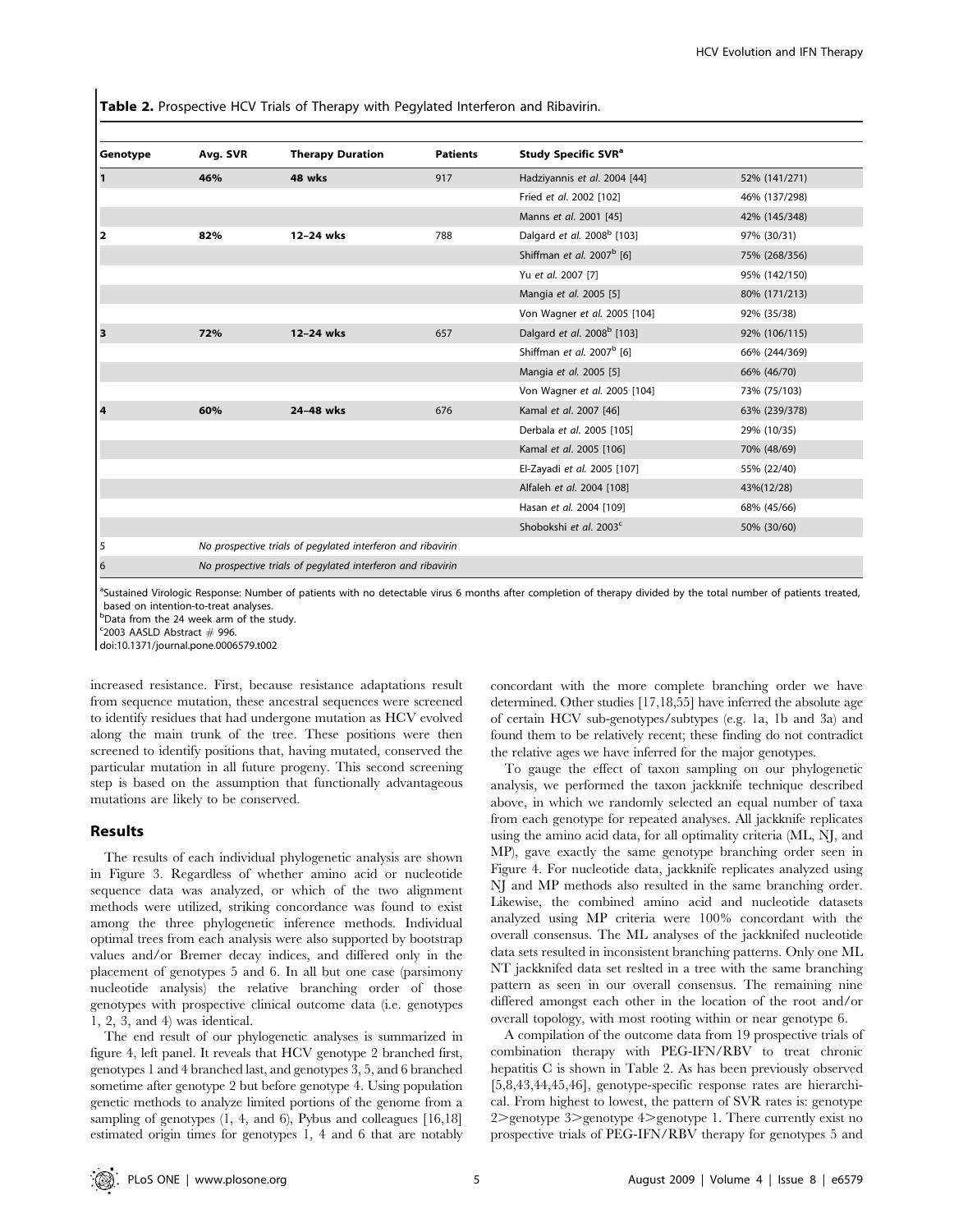**Table 2.** Prospective HCV Trials of Therapy with Pegylated Interferon and Ribavirin.

| Genotype | Avg. SVR | Therapy Duration | Patients | Study Specific SVR[a] | |
|---|---|---|---|---|---|
| **1** | **46%** | **48 wks** | 917 | Hadziyannis *et al.* 2004 [44] | 52% (141/271) |
| | | | | Fried *et al.* 2002 [102] | 46% (137/298) |
| | | | | Manns *et al.* 2001 [45] | 42% (145/348) |
| **2** | **82%** | **12–24 wks** | 788 | Dalgard *et al.* 2008[b] [103] | 97% (30/31) |
| | | | | Shiffman *et al.* 2007[b] [6] | 75% (268/356) |
| | | | | Yu *et al.* 2007 [7] | 95% (142/150) |
| | | | | Mangia *et al.* 2005 [5] | 80% (171/213) |
| | | | | Von Wagner *et al.* 2005 [104] | 92% (35/38) |
| **3** | **72%** | **12–24 wks** | 657 | Dalgard *et al.* 2008[b] [103] | 92% (106/115) |
| | | | | Shiffman *et al.* 2007[b] [6] | 66% (244/369) |
| | | | | Mangia *et al.* 2005 [5] | 66% (46/70) |
| | | | | Von Wagner *et al.* 2005 [104] | 73% (75/103) |
| **4** | **60%** | **24–48 wks** | 676 | Kamal *et al.* 2007 [46] | 63% (239/378) |
| | | | | Derbala *et al.* 2005 [105] | 29% (10/35) |
| | | | | Kamal *et al.* 2005 [106] | 70% (48/69) |
| | | | | El-Zayadi *et al.* 2005 [107] | 55% (22/40) |
| | | | | Alfaleh *et al.* 2004 [108] | 43%(12/28) |
| | | | | Hasan *et al.* 2004 [109] | 68% (45/66) |
| | | | | Shobokshi *et al.* 2003[c] | 50% (30/60) |
| 5 | *No prospective trials of pegylated interferon and ribavirin* | | | | |
| 6 | *No prospective trials of pegylated interferon and ribavirin* | | | | |

[a]Sustained Virologic Response: Number of patients with no detectable virus 6 months after completion of therapy divided by the total number of patients treated, based on intention-to-treat analyses.
[b]Data from the 24 week arm of the study.
[c]2003 AASLD Abstract # 996.
doi:10.1371/journal.pone.0006579.t002

increased resistance. First, because resistance adaptations result from sequence mutation, these ancestral sequences were screened to identify residues that had undergone mutation as HCV evolved along the main trunk of the tree. These positions were then screened to identify positions that, having mutated, conserved the particular mutation in all future progeny. This second screening step is based on the assumption that functionally advantageous mutations are likely to be conserved.

## Results

The results of each individual phylogenetic analysis are shown in Figure 3. Regardless of whether amino acid or nucleotide sequence data was analyzed, or which of the two alignment methods were utilized, striking concordance was found to exist among the three phylogenetic inference methods. Individual optimal trees from each analysis were also supported by bootstrap values and/or Bremer decay indices, and differed only in the placement of genotypes 5 and 6. In all but one case (parsimony nucleotide analysis) the relative branching order of those genotypes with prospective clinical outcome data (i.e. genotypes 1, 2, 3, and 4) was identical.

The end result of our phylogenetic analyses is summarized in figure 4, left panel. It reveals that HCV genotype 2 branched first, genotypes 1 and 4 branched last, and genotypes 3, 5, and 6 branched sometime after genotype 2 but before genotype 4. Using population genetic methods to analyze limited portions of the genome from a sampling of genotypes (1, 4, and 6), Pybus and colleagues [16,18] estimated origin times for genotypes 1, 4 and 6 that are notably concordant with the more complete branching order we have determined. Other studies [17,18,55] have inferred the absolute age of certain HCV sub-genotypes/subtypes (e.g. 1a, 1b and 3a) and found them to be relatively recent; these finding do not contradict the relative ages we have inferred for the major genotypes.

To gauge the effect of taxon sampling on our phylogenetic analysis, we performed the taxon jackknife technique described above, in which we randomly selected an equal number of taxa from each genotype for repeated analyses. All jackknife replicates using the amino acid data, for all optimality criteria (ML, NJ, and MP), gave exactly the same genotype branching order seen in Figure 4. For nucleotide data, jackknife replicates analyzed using NJ and MP methods also resulted in the same branching order. Likewise, the combined amino acid and nucleotide datasets analyzed using MP criteria were 100% concordant with the overall consensus. The ML analyses of the jackknifed nucleotide data sets resulted in inconsistent branching patterns. Only one ML NT jackknifed data set reslted in a tree with the same branching pattern as seen in our overall consensus. The remaining nine differed amongst each other in the location of the root and/or overall topology, with most rooting within or near genotype 6.

A compilation of the outcome data from 19 prospective trials of combination therapy with PEG-IFN/RBV to treat chronic hepatitis C is shown in Table 2. As has been previously observed [5,8,43,44,45,46], genotype-specific response rates are hierarchical. From highest to lowest, the pattern of SVR rates is: genotype 2>genotype 3>genotype 4>genotype 1. There currently exist no prospective trials of PEG-IFN/RBV therapy for genotypes 5 and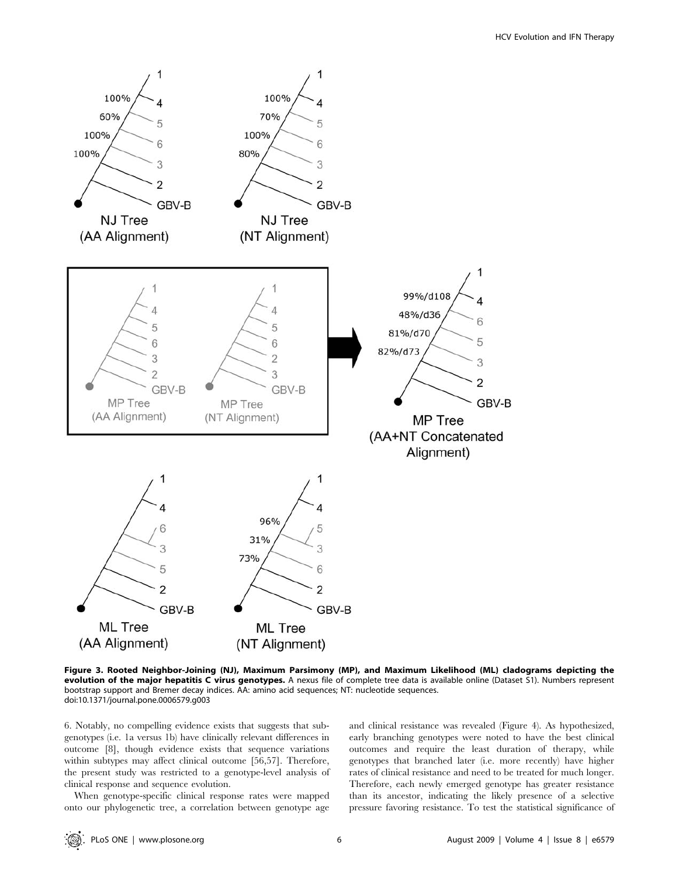**Figure 3. Rooted Neighbor-Joining (NJ), Maximum Parsimony (MP), and Maximum Likelihood (ML) cladograms depicting the evolution of the major hepatitis C virus genotypes.** A nexus file of complete tree data is available online (Dataset S1). Numbers represent bootstrap support and Bremer decay indices. AA: amino acid sequences; NT: nucleotide sequences.
doi:10.1371/journal.pone.0006579.g003

6. Notably, no compelling evidence exists that suggests that subgenotypes (i.e. 1a versus 1b) have clinically relevant differences in outcome [8], though evidence exists that sequence variations within subtypes may affect clinical outcome [56,57]. Therefore, the present study was restricted to a genotype-level analysis of clinical response and sequence evolution.

When genotype-specific clinical response rates were mapped onto our phylogenetic tree, a correlation between genotype age and clinical resistance was revealed (Figure 4). As hypothesized, early branching genotypes were noted to have the best clinical outcomes and require the least duration of therapy, while genotypes that branched later (i.e. more recently) have higher rates of clinical resistance and need to be treated for much longer. Therefore, each newly emerged genotype has greater resistance than its ancestor, indicating the likely presence of a selective pressure favoring resistance. To test the statistical significance of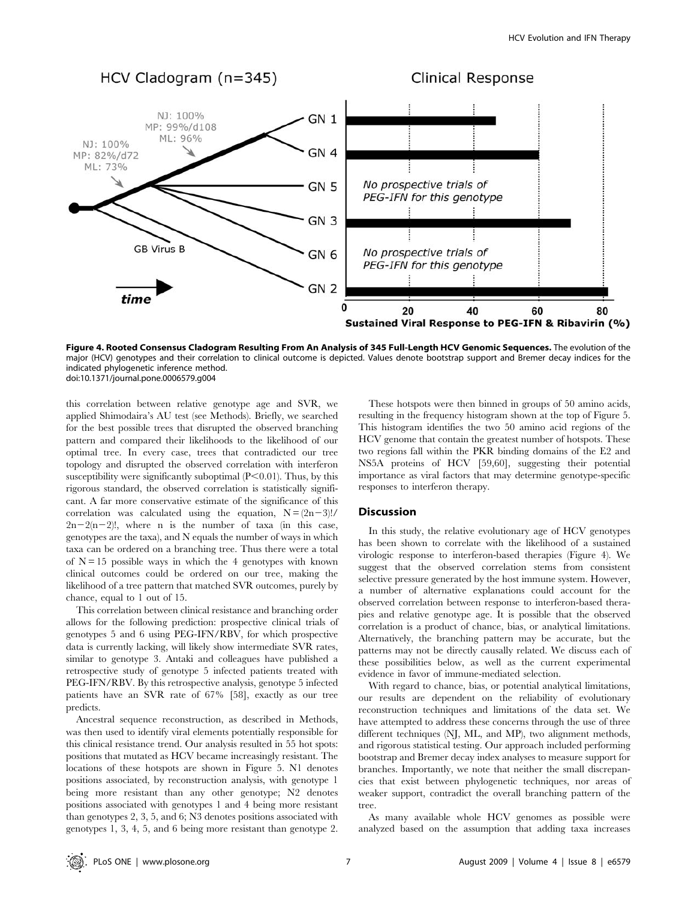**Figure 4. Rooted Consensus Cladogram Resulting From An Analysis of 345 Full-Length HCV Genomic Sequences.** The evolution of the major (HCV) genotypes and their correlation to clinical outcome is depicted. Values denote bootstrap support and Bremer decay indices for the indicated phylogenetic inference method.
doi:10.1371/journal.pone.0006579.g004

this correlation between relative genotype age and SVR, we applied Shimodaira's AU test (see Methods). Briefly, we searched for the best possible trees that disrupted the observed branching pattern and compared their likelihoods to the likelihood of our optimal tree. In every case, trees that contradicted our tree topology and disrupted the observed correlation with interferon susceptibility were significantly suboptimal ($P<0.01$). Thus, by this rigorous standard, the observed correlation is statistically significant. A far more conservative estimate of the significance of this correlation was calculated using the equation, $N = (2n-3)!/2n-2(n-2)!$, where n is the number of taxa (in this case, genotypes are the taxa), and N equals the number of ways in which taxa can be ordered on a branching tree. Thus there were a total of $N = 15$ possible ways in which the 4 genotypes with known clinical outcomes could be ordered on our tree, making the likelihood of a tree pattern that matched SVR outcomes, purely by chance, equal to 1 out of 15.

This correlation between clinical resistance and branching order allows for the following prediction: prospective clinical trials of genotypes 5 and 6 using PEG-IFN/RBV, for which prospective data is currently lacking, will likely show intermediate SVR rates, similar to genotype 3. Antaki and colleagues have published a retrospective study of genotype 5 infected patients treated with PEG-IFN/RBV. By this retrospective analysis, genotype 5 infected patients have an SVR rate of 67% [58], exactly as our tree predicts.

Ancestral sequence reconstruction, as described in Methods, was then used to identify viral elements potentially responsible for this clinical resistance trend. Our analysis resulted in 55 hot spots: positions that mutated as HCV became increasingly resistant. The locations of these hotspots are shown in Figure 5. N1 denotes positions associated, by reconstruction analysis, with genotype 1 being more resistant than any other genotype; N2 denotes positions associated with genotypes 1 and 4 being more resistant than genotypes 2, 3, 5, and 6; N3 denotes positions associated with genotypes 1, 3, 4, 5, and 6 being more resistant than genotype 2.

These hotspots were then binned in groups of 50 amino acids, resulting in the frequency histogram shown at the top of Figure 5. This histogram identifies the two 50 amino acid regions of the HCV genome that contain the greatest number of hotspots. These two regions fall within the PKR binding domains of the E2 and NS5A proteins of HCV [59,60], suggesting their potential importance as viral factors that may determine genotype-specific responses to interferon therapy.

## Discussion

In this study, the relative evolutionary age of HCV genotypes has been shown to correlate with the likelihood of a sustained virologic response to interferon-based therapies (Figure 4). We suggest that the observed correlation stems from consistent selective pressure generated by the host immune system. However, a number of alternative explanations could account for the observed correlation between response to interferon-based therapies and relative genotype age. It is possible that the observed correlation is a product of chance, bias, or analytical limitations. Alternatively, the branching pattern may be accurate, but the patterns may not be directly causally related. We discuss each of these possibilities below, as well as the current experimental evidence in favor of immune-mediated selection.

With regard to chance, bias, or potential analytical limitations, our results are dependent on the reliability of evolutionary reconstruction techniques and limitations of the data set. We have attempted to address these concerns through the use of three different techniques (NJ, ML, and MP), two alignment methods, and rigorous statistical testing. Our approach included performing bootstrap and Bremer decay index analyses to measure support for branches. Importantly, we note that neither the small discrepancies that exist between phylogenetic techniques, nor areas of weaker support, contradict the overall branching pattern of the tree.

As many available whole HCV genomes as possible were analyzed based on the assumption that adding taxa increases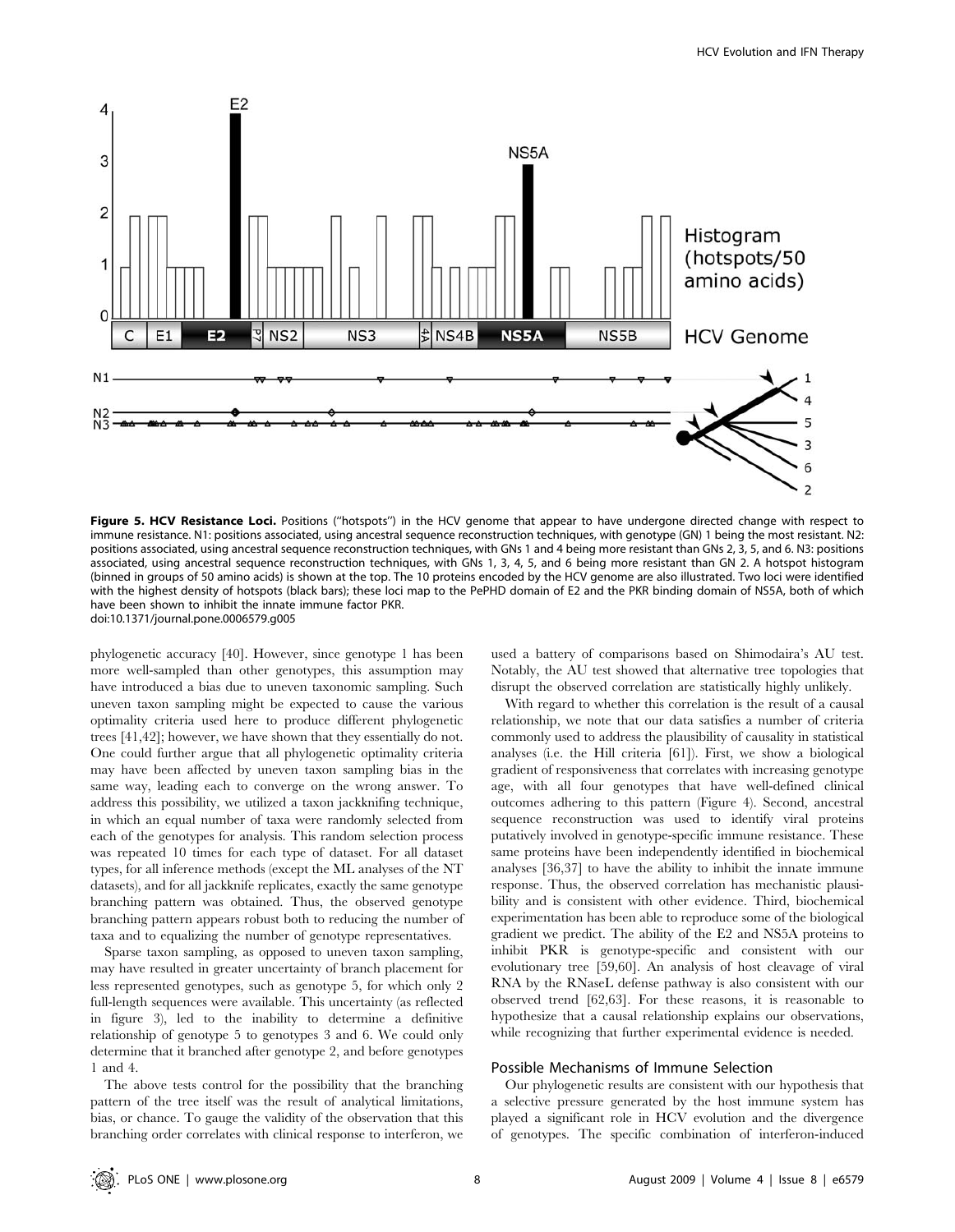**Figure 5. HCV Resistance Loci.** Positions ("hotspots") in the HCV genome that appear to have undergone directed change with respect to immune resistance. N1: positions associated, using ancestral sequence reconstruction techniques, with genotype (GN) 1 being the most resistant. N2: positions associated, using ancestral sequence reconstruction techniques, with GNs 1 and 4 being more resistant than GNs 2, 3, 5, and 6. N3: positions associated, using ancestral sequence reconstruction techniques, with GNs 1, 3, 4, 5, and 6 being more resistant than GN 2. A hotspot histogram (binned in groups of 50 amino acids) is shown at the top. The 10 proteins encoded by the HCV genome are also illustrated. Two loci were identified with the highest density of hotspots (black bars); these loci map to the PePHD domain of E2 and the PKR binding domain of NS5A, both of which have been shown to inhibit the innate immune factor PKR.
doi:10.1371/journal.pone.0006579.g005

phylogenetic accuracy [40]. However, since genotype 1 has been more well-sampled than other genotypes, this assumption may have introduced a bias due to uneven taxonomic sampling. Such uneven taxon sampling might be expected to cause the various optimality criteria used here to produce different phylogenetic trees [41,42]; however, we have shown that they essentially do not. One could further argue that all phylogenetic optimality criteria may have been affected by uneven taxon sampling bias in the same way, leading each to converge on the wrong answer. To address this possibility, we utilized a taxon jackknifing technique, in which an equal number of taxa were randomly selected from each of the genotypes for analysis. This random selection process was repeated 10 times for each type of dataset. For all dataset types, for all inference methods (except the ML analyses of the NT datasets), and for all jackknife replicates, exactly the same genotype branching pattern was obtained. Thus, the observed genotype branching pattern appears robust both to reducing the number of taxa and to equalizing the number of genotype representatives.

Sparse taxon sampling, as opposed to uneven taxon sampling, may have resulted in greater uncertainty of branch placement for less represented genotypes, such as genotype 5, for which only 2 full-length sequences were available. This uncertainty (as reflected in figure 3), led to the inability to determine a definitive relationship of genotype 5 to genotypes 3 and 6. We could only determine that it branched after genotype 2, and before genotypes 1 and 4.

The above tests control for the possibility that the branching pattern of the tree itself was the result of analytical limitations, bias, or chance. To gauge the validity of the observation that this branching order correlates with clinical response to interferon, we used a battery of comparisons based on Shimodaira's AU test. Notably, the AU test showed that alternative tree topologies that disrupt the observed correlation are statistically highly unlikely.

With regard to whether this correlation is the result of a causal relationship, we note that our data satisfies a number of criteria commonly used to address the plausibility of causality in statistical analyses (i.e. the Hill criteria [61]). First, we show a biological gradient of responsiveness that correlates with increasing genotype age, with all four genotypes that have well-defined clinical outcomes adhering to this pattern (Figure 4). Second, ancestral sequence reconstruction was used to identify viral proteins putatively involved in genotype-specific immune resistance. These same proteins have been independently identified in biochemical analyses [36,37] to have the ability to inhibit the innate immune response. Thus, the observed correlation has mechanistic plausibility and is consistent with other evidence. Third, biochemical experimentation has been able to reproduce some of the biological gradient we predict. The ability of the E2 and NS5A proteins to inhibit PKR is genotype-specific and consistent with our evolutionary tree [59,60]. An analysis of host cleavage of viral RNA by the RNaseL defense pathway is also consistent with our observed trend [62,63]. For these reasons, it is reasonable to hypothesize that a causal relationship explains our observations, while recognizing that further experimental evidence is needed.

### Possible Mechanisms of Immune Selection

Our phylogenetic results are consistent with our hypothesis that a selective pressure generated by the host immune system has played a significant role in HCV evolution and the divergence of genotypes. The specific combination of interferon-induced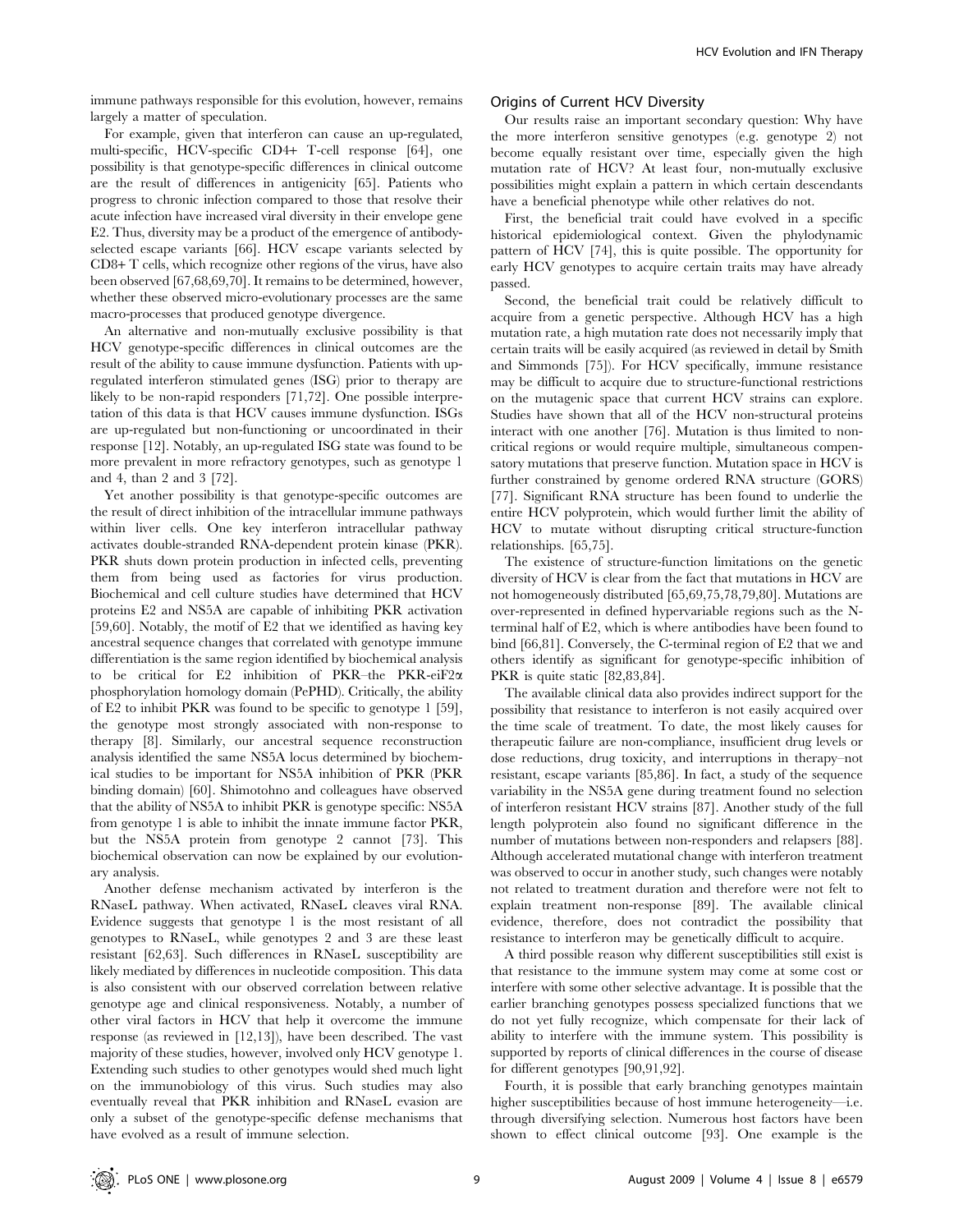immune pathways responsible for this evolution, however, remains largely a matter of speculation.

For example, given that interferon can cause an up-regulated, multi-specific, HCV-specific CD4+ T-cell response [64], one possibility is that genotype-specific differences in clinical outcome are the result of differences in antigenicity [65]. Patients who progress to chronic infection compared to those that resolve their acute infection have increased viral diversity in their envelope gene E2. Thus, diversity may be a product of the emergence of antibody-selected escape variants [66]. HCV escape variants selected by CD8+ T cells, which recognize other regions of the virus, have also been observed [67,68,69,70]. It remains to be determined, however, whether these observed micro-evolutionary processes are the same macro-processes that produced genotype divergence.

An alternative and non-mutually exclusive possibility is that HCV genotype-specific differences in clinical outcomes are the result of the ability to cause immune dysfunction. Patients with up-regulated interferon stimulated genes (ISG) prior to therapy are likely to be non-rapid responders [71,72]. One possible interpretation of this data is that HCV causes immune dysfunction. ISGs are up-regulated but non-functioning or uncoordinated in their response [12]. Notably, an up-regulated ISG state was found to be more prevalent in more refractory genotypes, such as genotype 1 and 4, than 2 and 3 [72].

Yet another possibility is that genotype-specific outcomes are the result of direct inhibition of the intracellular immune pathways within liver cells. One key interferon intracellular pathway activates double-stranded RNA-dependent protein kinase (PKR). PKR shuts down protein production in infected cells, preventing them from being used as factories for virus production. Biochemical and cell culture studies have determined that HCV proteins E2 and NS5A are capable of inhibiting PKR activation [59,60]. Notably, the motif of E2 that we identified as having key ancestral sequence changes that correlated with genotype immune differentiation is the same region identified by biochemical analysis to be critical for E2 inhibition of PKR–the PKR-eiF2$\alpha$ phosphorylation homology domain (PePHD). Critically, the ability of E2 to inhibit PKR was found to be specific to genotype 1 [59], the genotype most strongly associated with non-response to therapy [8]. Similarly, our ancestral sequence reconstruction analysis identified the same NS5A locus determined by biochemical studies to be important for NS5A inhibition of PKR (PKR binding domain) [60]. Shimotohno and colleagues have observed that the ability of NS5A to inhibit PKR is genotype specific: NS5A from genotype 1 is able to inhibit the innate immune factor PKR, but the NS5A protein from genotype 2 cannot [73]. This biochemical observation can now be explained by our evolutionary analysis.

Another defense mechanism activated by interferon is the RNaseL pathway. When activated, RNaseL cleaves viral RNA. Evidence suggests that genotype 1 is the most resistant of all genotypes to RNaseL, while genotypes 2 and 3 are these least resistant [62,63]. Such differences in RNaseL susceptibility are likely mediated by differences in nucleotide composition. This data is also consistent with our observed correlation between relative genotype age and clinical responsiveness. Notably, a number of other viral factors in HCV that help it overcome the immune response (as reviewed in [12,13]), have been described. The vast majority of these studies, however, involved only HCV genotype 1. Extending such studies to other genotypes would shed much light on the immunobiology of this virus. Such studies may also eventually reveal that PKR inhibition and RNaseL evasion are only a subset of the genotype-specific defense mechanisms that have evolved as a result of immune selection.

## Origins of Current HCV Diversity

Our results raise an important secondary question: Why have the more interferon sensitive genotypes (e.g. genotype 2) not become equally resistant over time, especially given the high mutation rate of HCV? At least four, non-mutually exclusive possibilities might explain a pattern in which certain descendants have a beneficial phenotype while other relatives do not.

First, the beneficial trait could have evolved in a specific historical epidemiological context. Given the phylodynamic pattern of HCV [74], this is quite possible. The opportunity for early HCV genotypes to acquire certain traits may have already passed.

Second, the beneficial trait could be relatively difficult to acquire from a genetic perspective. Although HCV has a high mutation rate, a high mutation rate does not necessarily imply that certain traits will be easily acquired (as reviewed in detail by Smith and Simmonds [75]). For HCV specifically, immune resistance may be difficult to acquire due to structure-functional restrictions on the mutagenic space that current HCV strains can explore. Studies have shown that all of the HCV non-structural proteins interact with one another [76]. Mutation is thus limited to non-critical regions or would require multiple, simultaneous compensatory mutations that preserve function. Mutation space in HCV is further constrained by genome ordered RNA structure (GORS) [77]. Significant RNA structure has been found to underlie the entire HCV polyprotein, which would further limit the ability of HCV to mutate without disrupting critical structure-function relationships. [65,75].

The existence of structure-function limitations on the genetic diversity of HCV is clear from the fact that mutations in HCV are not homogeneously distributed [65,69,75,78,79,80]. Mutations are over-represented in defined hypervariable regions such as the N-terminal half of E2, which is where antibodies have been found to bind [66,81]. Conversely, the C-terminal region of E2 that we and others identify as significant for genotype-specific inhibition of PKR is quite static [82,83,84].

The available clinical data also provides indirect support for the possibility that resistance to interferon is not easily acquired over the time scale of treatment. To date, the most likely causes for therapeutic failure are non-compliance, insufficient drug levels or dose reductions, drug toxicity, and interruptions in therapy–not resistant, escape variants [85,86]. In fact, a study of the sequence variability in the NS5A gene during treatment found no selection of interferon resistant HCV strains [87]. Another study of the full length polyprotein also found no significant difference in the number of mutations between non-responders and relapsers [88]. Although accelerated mutational change with interferon treatment was observed to occur in another study, such changes were notably not related to treatment duration and therefore were not felt to explain treatment non-response [89]. The available clinical evidence, therefore, does not contradict the possibility that resistance to interferon may be genetically difficult to acquire.

A third possible reason why different susceptibilities still exist is that resistance to the immune system may come at some cost or interfere with some other selective advantage. It is possible that the earlier branching genotypes possess specialized functions that we do not yet fully recognize, which compensate for their lack of ability to interfere with the immune system. This possibility is supported by reports of clinical differences in the course of disease for different genotypes [90,91,92].

Fourth, it is possible that early branching genotypes maintain higher susceptibilities because of host immune heterogeneity—i.e. through diversifying selection. Numerous host factors have been shown to effect clinical outcome [93]. One example is the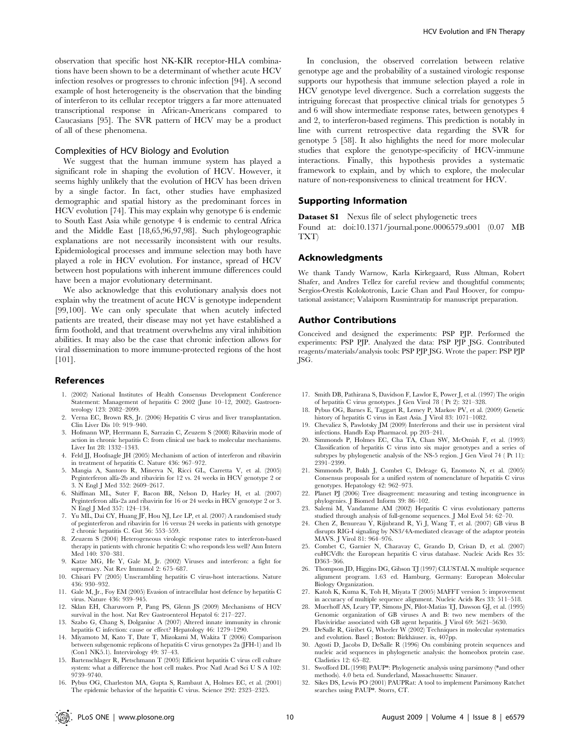observation that specific host NK-KIR receptor-HLA combinations have been shown to be a determinant of whether acute HCV infection resolves or progresses to chronic infection [94]. A second example of host heterogeneity is the observation that the binding of interferon to its cellular receptor triggers a far more attenuated transcriptional response in African-Americans compared to Caucasians [95]. The SVR pattern of HCV may be a product of all of these phenomena.

### Complexities of HCV Biology and Evolution

We suggest that the human immune system has played a significant role in shaping the evolution of HCV. However, it seems highly unlikely that the evolution of HCV has been driven by a single factor. In fact, other studies have emphasized demographic and spatial history as the predominant forces in HCV evolution [74]. This may explain why genotype 6 is endemic to South East Asia while genotype 4 is endemic to central Africa and the Middle East [18,65,96,97,98]. Such phylogeographic explanations are not necessarily inconsistent with our results. Epidemiological processes and immune selection may both have played a role in HCV evolution. For instance, spread of HCV between host populations with inherent immune differences could have been a major evolutionary determinant.

We also acknowledge that this evolutionary analysis does not explain why the treatment of acute HCV is genotype independent [99,100]. We can only speculate that when acutely infected patients are treated, their disease may not yet have established a firm foothold, and that treatment overwhelms any viral inhibition abilities. It may also be the case that chronic infection allows for viral dissemination to more immune-protected regions of the host [101].

In conclusion, the observed correlation between relative genotype age and the probability of a sustained virologic response supports our hypothesis that immune selection played a role in HCV genotype level divergence. Such a correlation suggests the intriguing forecast that prospective clinical trials for genotypes 5 and 6 will show intermediate response rates, between genotypes 4 and 2, to interferon-based regimens. This prediction is notably in line with current retrospective data regarding the SVR for genotype 5 [58]. It also highlights the need for more molecular studies that explore the genotype-specificity of HCV-immune interactions. Finally, this hypothesis provides a systematic framework to explain, and by which to explore, the molecular nature of non-responsiveness to clinical treatment for HCV.

## Supporting Information

**Dataset S1** Nexus file of select phylogenetic trees
Found at: doi:10.1371/journal.pone.0006579.s001 (0.07 MB TXT)

## Acknowledgments

We thank Tandy Warnow, Karla Kirkegaard, Russ Altman, Robert Shafer, and Andres Tellez for careful review and thoughtful comments; Sergios-Orestis Kolokotronis, Lucie Chan and Paul Hoover, for computational assistance; Valaiporn Rusmintratip for manuscript preparation.

## Author Contributions

Conceived and designed the experiments: PSP PJP. Performed the experiments: PSP PJP. Analyzed the data: PSP PJP JSG. Contributed reagents/materials/analysis tools: PSP PJP JSG. Wrote the paper: PSP PJP JSG.

## References

1. (2002) National Institutes of Health Consensus Development Conference Statement: Management of hepatitis C 2002 (June 10–12, 2002). Gastroenterology 123: 2082–2099.
2. Verna EC, Brown RS, Jr. (2006) Hepatitis C virus and liver transplantation. Clin Liver Dis 10: 919–940.
3. Hofmann WP, Herrmann E, Sarrazin C, Zeuzem S (2008) Ribavirin mode of action in chronic hepatitis C: from clinical use back to molecular mechanisms. Liver Int 28: 1332–1343.
4. Feld JJ, Hoofnagle JH (2005) Mechanism of action of interferon and ribavirin in treatment of hepatitis C. Nature 436: 967–972.
5. Mangia A, Santoro R, Minerva N, Ricci GL, Carretta V, et al. (2005) Peginterferon alfa-2b and ribavirin for 12 vs. 24 weeks in HCV genotype 2 or 3. N Engl J Med 352: 2609–2617.
6. Shiffman ML, Suter F, Bacon BR, Nelson D, Harley H, et al. (2007) Peginterferon alfa-2a and ribavirin for 16 or 24 weeks in HCV genotype 2 or 3. N Engl J Med 357: 124–134.
7. Yu ML, Dai CY, Huang JF, Hou NJ, Lee LP, et al. (2007) A randomised study of peginterferon and ribavirin for 16 versus 24 weeks in patients with genotype 2 chronic hepatitis C. Gut 56: 553–559.
8. Zeuzem S (2004) Heterogeneous virologic response rates to interferon-based therapy in patients with chronic hepatitis C: who responds less well? Ann Intern Med 140: 370–381.
9. Katze MG, He Y, Gale M, Jr. (2002) Viruses and interferon: a fight for supremacy. Nat Rev Immunol 2: 675–687.
10. Chisari FV (2005) Unscrambling hepatitis C virus-host interactions. Nature 436: 930–932.
11. Gale M, Jr., Foy EM (2005) Evasion of intracellular host defence by hepatitis C virus. Nature 436: 939–945.
12. Sklan EH, Charuworn P, Pang PS, Glenn JS (2009) Mechanisms of HCV survival in the host. Nat Rev Gastroenterol Hepatol 6: 217–227.
13. Szabo G, Chang S, Dolganiuc A (2007) Altered innate immunity in chronic hepatitis C infection: cause or effect? Hepatology 46: 1279–1290.
14. Miyamoto M, Kato T, Date T, Mizokami M, Wakita T (2006) Comparison between subgenomic replicons of hepatitis C virus genotypes 2a (JFH-1) and 1b (Con1 NK5.1). Intervirology 49: 37–43.
15. Bartenschlager R, Pietschmann T (2005) Efficient hepatitis C virus cell culture system: what a difference the host cell makes. Proc Natl Acad Sci U S A 102: 9739–9740.
16. Pybus OG, Charleston MA, Gupta S, Rambaut A, Holmes EC, et al. (2001) The epidemic behavior of the hepatitis C virus. Science 292: 2323–2325.
17. Smith DB, Pathirana S, Davidson F, Lawlor E, Power J, et al. (1997) The origin of hepatitis C virus genotypes. J Gen Virol 78 ( Pt 2): 321–328.
18. Pybus OG, Barnes E, Taggart R, Lemey P, Markov PV, et al. (2009) Genetic history of hepatitis C virus in East Asia. J Virol 83: 1071–1082.
19. Chevaliez S, Pawlotsky JM (2009) Interferons and their use in persistent viral infections. Handb Exp Pharmacol. pp 203–241.
20. Simmonds P, Holmes EC, Cha TA, Chan SW, McOmish F, et al. (1993) Classification of hepatitis C virus into six major genotypes and a series of subtypes by phylogenetic analysis of the NS-5 region. J Gen Virol 74 ( Pt 11): 2391–2399.
21. Simmonds P, Bukh J, Combet C, Deleage G, Enomoto N, et al. (2005) Consensus proposals for a unified system of nomenclature of hepatitis C virus genotypes. Hepatology 42: 962–973.
22. Planet PJ (2006) Tree disagreement: measuring and testing incongruence in phylogenies. J Biomed Inform 39: 86–102.
23. Salemi M, Vandamme AM (2002) Hepatitis C virus evolutionary patterns studied through analysis of full-genome sequences. J Mol Evol 54: 62–70.
24. Chen Z, Benureau Y, Rijnbrand R, Yi J, Wang T, et al. (2007) GB virus B disrupts RIG-I signaling by NS3/4A-mediated cleavage of the adaptor protein MAVS. J Virol 81: 964–976.
25. Combet C, Garnier N, Charavay C, Grando D, Crisan D, et al. (2007) euHCVdb: the European hepatitis C virus database. Nucleic Acids Res 35: D363–366.
26. Thompson JD, Higgins DG, Gibson TJ (1997) CLUSTAL X multiple sequence alignment program. 1.63 ed. Hamburg, Germany: European Molecular Biology Organization.
27. Katoh K, Kuma K, Toh H, Miyata T (2005) MAFFT version 5: improvement in accuracy of multiple sequence alignment. Nucleic Acids Res 33: 511–518.
28. Muerhoff AS, Leary TP, Simons JN, Pilot-Matias TJ, Dawson GJ, et al. (1995) Genomic organization of GB viruses A and B: two new members of the Flaviviridae associated with GB agent hepatitis. J Virol 69: 5621–5630.
29. DeSalle R, Giribet G, Wheeler W (2002) Techniques in molecular systematics and evolution. Basel ; Boston: Birkhäuser. ix, 407pp.
30. Agosti D, Jacobs D, DeSalle R (1996) On combining protein sequences and nucleic acid sequences in phylogenetic analysis: the homeobox protein case. Cladistics 12: 65–82.
31. Swofford DL (1998) PAUP*: Phylogenetic analysis using parsimony (*and other methods). 4.0 beta ed. Sunderland, Massachussetts: Sinauer.
32. Sikes DS, Lewis PO (2001) PAUPRat: A tool to implement Parsimony Ratchet searches using PAUP*. Storrs, CT.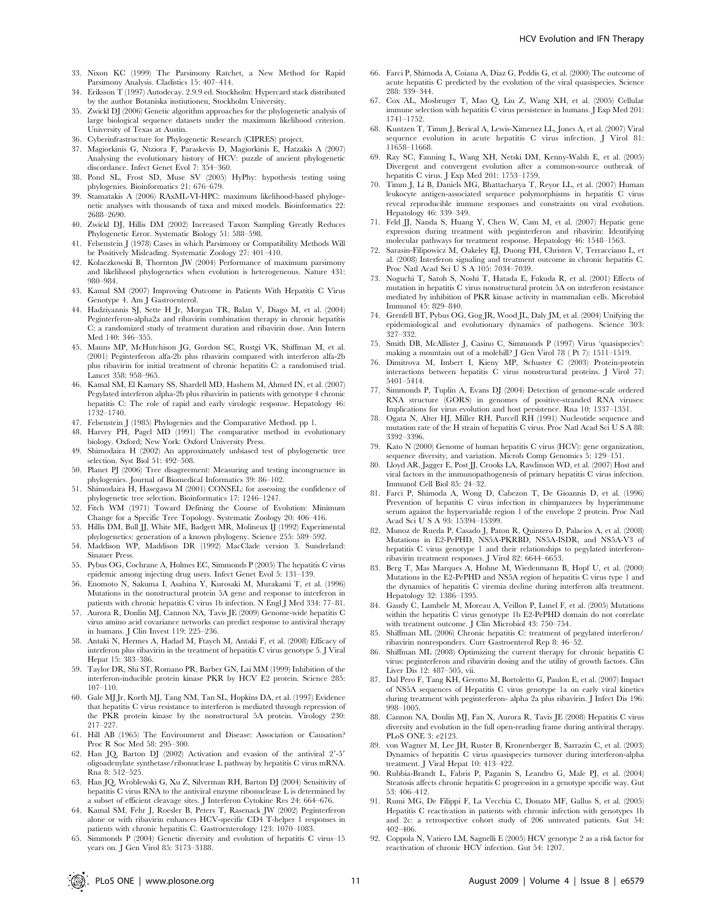33. Nixon KC (1999) The Parsimony Ratchet, a New Method for Rapid Parsimony Analysis. Cladistics 15: 407–414.
34. Eriksson T (1997) Autodecay. 2.9.9 ed. Stockholm: Hypercard stack distributed by the author Botaniska instiutionen, Stockholm University.
35. Zwickl DJ (2006) Genetic algorithm approaches for the phylogenetic analysis of large biological sequence datasets under the maximum likelihood criterion. University of Texas at Austin.
36. Cyberinfrastructure for Phylogenetic Research (CIPRES) project.
37. Magiorkinis G, Ntziora F, Paraskevis D, Magiorkinis E, Hatzakis A (2007) Analysing the evolutionary history of HCV: puzzle of ancient phylogenetic discordance. Infect Genet Evol 7: 354–360.
38. Pond SL, Frost SD, Muse SV (2005) HyPhy: hypothesis testing using phylogenies. Bioinformatics 21: 676–679.
39. Stamatakis A (2006) RAxML-VI-HPC: maximum likelihood-based phylogenetic analyses with thousands of taxa and mixed models. Bioinformatics 22: 2688–2690.
40. Zwickl DJ, Hillis DM (2002) Increased Taxon Sampling Greatly Reduces Phylogenetic Error. Systematic Biology 51: 588–598.
41. Felsenstein J (1978) Cases in which Parsimony or Compatibility Methods Will be Positively Misleading. Systematic Zoology 27: 401–410.
42. Kolaczkowski B, Thornton JW (2004) Performance of maximum parsimony and likelihood phylogenetics when evolution is heterogeneous. Nature 431: 980–984.
43. Kamal SM (2007) Improving Outcome in Patients With Hepatitis C Virus Genotype 4. Am J Gastroenterol.
44. Hadziyannis SJ, Sette H Jr, Morgan TR, Balan V, Diago M, et al. (2004) Peginterferon-alpha2a and ribavirin combination therapy in chronic hepatitis C: a randomized study of treatment duration and ribavirin dose. Ann Intern Med 140: 346–355.
45. Manns MP, McHutchison JG, Gordon SC, Rustgi VK, Shiffman M, et al. (2001) Peginterferon alfa-2b plus ribavirin compared with interferon alfa-2b plus ribavirin for initial treatment of chronic hepatitis C: a randomised trial. Lancet 358: 958–965.
46. Kamal SM, El Kamary SS, Shardell MD, Hashem M, Ahmed IN, et al. (2007) Pegylated interferon alpha-2b plus ribavirin in patients with genotype 4 chronic hepatitis C: The role of rapid and early virologic response. Hepatology 46: 1732–1740.
47. Felsenstein J (1985) Phylogenies and the Comparative Method. pp 1.
48. Harvey PH, Pagel MD (1991) The comparative method in evolutionary biology. Oxford; New York: Oxford University Press.
49. Shimodaira H (2002) An approximately unbiased test of phylogenetic tree selection. Syst Biol 51: 492–508.
50. Planet PJ (2006) Tree disagreement: Measuring and testing incongruence in phylogenies. Journal of Biomedical Informatics 39: 86–102.
51. Shimodaira H, Hasegawa M (2001) CONSEL: for assessing the confidence of phylogenetic tree selection. Bioinformatics 17: 1246–1247.
52. Fitch WM (1971) Toward Defining the Course of Evolution: Minimum Change for a Specific Tree Topology. Systematic Zoology 20: 406–416.
53. Hillis DM, Bull JJ, White ME, Badgett MR, Molineux IJ (1992) Experimental phylogenetics: generation of a known phylogeny. Science 255: 589–592.
54. Maddison WP, Maddison DR (1992) MacClade version 3. Sunderland: Sinauer Press.
55. Pybus OG, Cochrane A, Holmes EC, Simmonds P (2005) The hepatitis C virus epidemic among injecting drug users. Infect Genet Evol 5: 131–139.
56. Enomoto N, Sakuma I, Asahina Y, Kurosaki M, Murakami T, et al. (1996) Mutations in the nonstructural protein 5A gene and response to interferon in patients with chronic hepatitis C virus 1b infection. N Engl J Med 334: 77–81.
57. Aurora R, Donlin MJ, Cannon NA, Tavis JE (2009) Genome-wide hepatitis C virus amino acid covariance networks can predict response to antiviral therapy in humans. J Clin Invest 119: 225–236.
58. Antaki N, Hermes A, Hadad M, Ftayeh M, Antaki F, et al. (2008) Efficacy of interferon plus ribavirin in the treatment of hepatitis C virus genotype 5. J Viral Hepat 15: 383–386.
59. Taylor DR, Shi ST, Romano PR, Barber GN, Lai MM (1999) Inhibition of the interferon-inducible protein kinase PKR by HCV E2 protein. Science 285: 107–110.
60. Gale MJ Jr, Korth MJ, Tang NM, Tan SL, Hopkins DA, et al. (1997) Evidence that hepatitis C virus resistance to interferon is mediated through repression of the PKR protein kinase by the nonstructural 5A protein. Virology 230: 217–227.
61. Hill AB (1965) The Environment and Disease: Association or Causation? Proc R Soc Med 58: 295–300.
62. Han JQ, Barton DJ (2002) Activation and evasion of the antiviral 2′-5′ oligoadenylate synthetase/ribonuclease L pathway by hepatitis C virus mRNA. Rna 8: 512–525.
63. Han JQ, Wroblewski G, Xu Z, Silverman RH, Barton DJ (2004) Sensitivity of hepatitis C virus RNA to the antiviral enzyme ribonuclease L is determined by a subset of efficient cleavage sites. J Interferon Cytokine Res 24: 664–676.
64. Kamal SM, Fehr J, Roesler B, Peters T, Rasenack JW (2002) Peginterferon alone or with ribavirin enhances HCV-specific CD4 T-helper 1 responses in patients with chronic hepatitis C. Gastroenterology 123: 1070–1083.
65. Simmonds P (2004) Genetic diversity and evolution of hepatitis C virus–15 years on. J Gen Virol 85: 3173–3188.
66. Farci P, Shimoda A, Coiana A, Diaz G, Peddis G, et al. (2000) The outcome of acute hepatitis C predicted by the evolution of the viral quasispecies. Science 288: 339–344.
67. Cox AL, Mosbruger T, Mao Q, Liu Z, Wang XH, et al. (2005) Cellular immune selection with hepatitis C virus persistence in humans. J Exp Med 201: 1741–1752.
68. Kuntzen T, Timm J, Berical A, Lewis-Ximenez LL, Jones A, et al. (2007) Viral sequence evolution in acute hepatitis C virus infection. J Virol 81: 11658–11668.
69. Ray SC, Fanning L, Wang XH, Netski DM, Kenny-Walsh E, et al. (2005) Divergent and convergent evolution after a common-source outbreak of hepatitis C virus. J Exp Med 201: 1753–1759.
70. Timm J, Li B, Daniels MG, Bhattacharya T, Reyor LL, et al. (2007) Human leukocyte antigen-associated sequence polymorphisms in hepatitis C virus reveal reproducible immune responses and constraints on viral evolution. Hepatology 46: 339–349.
71. Feld JJ, Nanda S, Huang Y, Chen W, Cam M, et al. (2007) Hepatic gene expression during treatment with peginterferon and ribavirin: Identifying molecular pathways for treatment response. Hepatology 46: 1548–1563.
72. Sarasin-Filipowicz M, Oakeley EJ, Duong FH, Christen V, Terracciano L, et al. (2008) Interferon signaling and treatment outcome in chronic hepatitis C. Proc Natl Acad Sci U S A 105: 7034–7039.
73. Noguchi T, Satoh S, Noshi T, Hatada E, Fukuda R, et al. (2001) Effects of mutation in hepatitis C virus nonstructural protein 5A on interferon resistance mediated by inhibition of PKR kinase activity in mammalian cells. Microbiol Immunol 45: 829–840.
74. Grenfell BT, Pybus OG, Gog JR, Wood JL, Daly JM, et al. (2004) Unifying the epidemiological and evolutionary dynamics of pathogens. Science 303: 327–332.
75. Smith DB, McAllister J, Casino C, Simmonds P (1997) Virus 'quasispecies': making a mountain out of a molehill? J Gen Virol 78 ( Pt 7): 1511–1519.
76. Dimitrova M, Imbert I, Kieny MP, Schuster C (2003) Protein-protein interactions between hepatitis C virus nonstructural proteins. J Virol 77: 5401–5414.
77. Simmonds P, Tuplin A, Evans DJ (2004) Detection of genome-scale ordered RNA structure (GORS) in genomes of positive-stranded RNA viruses: Implications for virus evolution and host persistence. Rna 10: 1337–1351.
78. Ogata N, Alter HJ, Miller RH, Purcell RH (1991) Nucleotide sequence and mutation rate of the H strain of hepatitis C virus. Proc Natl Acad Sci U S A 88: 3392–3396.
79. Kato N (2000) Genome of human hepatitis C virus (HCV): gene organization, sequence diversity, and variation. Microb Comp Genomics 5: 129–151.
80. Lloyd AR, Jagger E, Post JJ, Crooks LA, Rawlinson WD, et al. (2007) Host and viral factors in the immunopathogenesis of primary hepatitis C virus infection. Immunol Cell Biol 85: 24–32.
81. Farci P, Shimoda A, Wong D, Cabezon T, De Gioannis D, et al. (1996) Prevention of hepatitis C virus infection in chimpanzees by hyperimmune serum against the hypervariable region 1 of the envelope 2 protein. Proc Natl Acad Sci U S A 93: 15394–15399.
82. Munoz de Rueda P, Casado J, Paton R, Quintero D, Palacios A, et al. (2008) Mutations in E2-PePHD, NS5A-PKRBD, NS5A-ISDR, and NS5A-V3 of hepatitis C virus genotype 1 and their relationships to pegylated interferon-ribavirin treatment responses. J Virol 82: 6644–6653.
83. Berg T, Mas Marques A, Hohne M, Wiedenmann B, Hopf U, et al. (2000) Mutations in the E2-PePHD and NS5A region of hepatitis C virus type 1 and the dynamics of hepatitis C viremia decline during interferon alfa treatment. Hepatology 32: 1386–1395.
84. Gaudy C, Lambele M, Moreau A, Veillon P, Lunel F, et al. (2005) Mutations within the hepatitis C virus genotype 1b E2-PePHD domain do not correlate with treatment outcome. J Clin Microbiol 43: 750–754.
85. Shiffman ML (2006) Chronic hepatitis C: treatment of pegylated interferon/ribavirin nonresponders. Curr Gastroenterol Rep 8: 46–52.
86. Shiffman ML (2008) Optimizing the current therapy for chronic hepatitis C virus: peginterferon and ribavirin dosing and the utility of growth factors. Clin Liver Dis 12: 487–505, vii.
87. Dal Pero F, Tang KH, Gerotto M, Bortoletto G, Paulon E, et al. (2007) Impact of NS5A sequences of Hepatitis C virus genotype 1a on early viral kinetics during treatment with peginterferon- alpha 2a plus ribavirin. J Infect Dis 196: 998–1005.
88. Cannon NA, Donlin MJ, Fan X, Aurora R, Tavis JE (2008) Hepatitis C virus diversity and evolution in the full open-reading frame during antiviral therapy. PLoS ONE 3: e2123.
89. von Wagner M, Lee JH, Ruster B, Kronenberger B, Sarrazin C, et al. (2003) Dynamics of hepatitis C virus quasispecies turnover during interferon-alpha treatment. J Viral Hepat 10: 413–422.
90. Rubbia-Brandt L, Fabris P, Paganin S, Leandro G, Male PJ, et al. (2004) Steatosis affects chronic hepatitis C progression in a genotype specific way. Gut 53: 406–412.
91. Rumi MG, De Filippi F, La Vecchia C, Donato MF, Gallus S, et al. (2005) Hepatitis C reactivation in patients with chronic infection with genotypes 1b and 2c: a retrospective cohort study of 206 untreated patients. Gut 54: 402–406.
92. Coppola N, Vatiero LM, Sagnelli E (2005) HCV genotype 2 as a risk factor for reactivation of chronic HCV infection. Gut 54: 1207.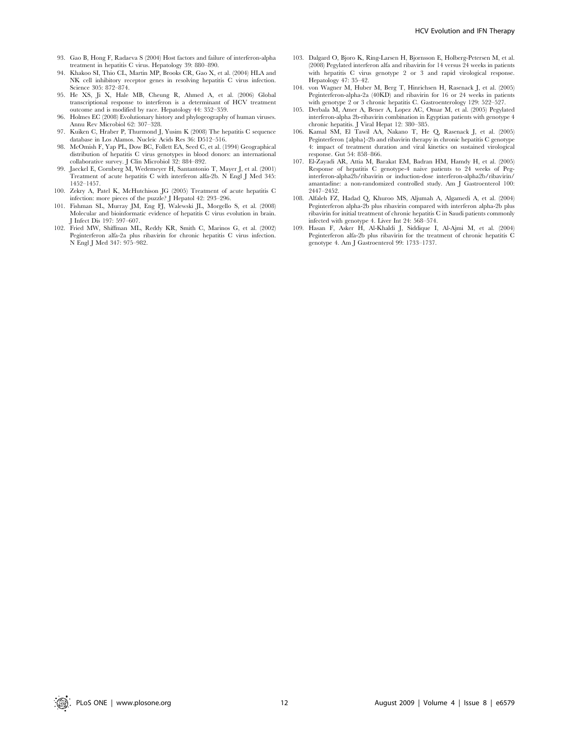93. Gao B, Hong F, Radaeva S (2004) Host factors and failure of interferon-alpha treatment in hepatitis C virus. Hepatology 39: 880–890.
94. Khakoo SI, Thio CL, Martin MP, Brooks CR, Gao X, et al. (2004) HLA and NK cell inhibitory receptor genes in resolving hepatitis C virus infection. Science 305: 872–874.
95. He XS, Ji X, Hale MB, Cheung R, Ahmed A, et al. (2006) Global transcriptional response to interferon is a determinant of HCV treatment outcome and is modified by race. Hepatology 44: 352–359.
96. Holmes EC (2008) Evolutionary history and phylogeography of human viruses. Annu Rev Microbiol 62: 307–328.
97. Kuiken C, Hraber P, Thurmond J, Yusim K (2008) The hepatitis C sequence database in Los Alamos. Nucleic Acids Res 36: D512–516.
98. McOmish F, Yap PL, Dow BC, Follett EA, Seed C, et al. (1994) Geographical distribution of hepatitis C virus genotypes in blood donors: an international collaborative survey. J Clin Microbiol 32: 884–892.
99. Jaeckel E, Cornberg M, Wedemeyer H, Santantonio T, Mayer J, et al. (2001) Treatment of acute hepatitis C with interferon alfa-2b. N Engl J Med 345: 1452–1457.
100. Zekry A, Patel K, McHutchison JG (2005) Treatment of acute hepatitis C infection: more pieces of the puzzle? J Hepatol 42: 293–296.
101. Fishman SL, Murray JM, Eng FJ, Walewski JL, Morgello S, et al. (2008) Molecular and bioinformatic evidence of hepatitis C virus evolution in brain. J Infect Dis 197: 597–607.
102. Fried MW, Shiffman ML, Reddy KR, Smith C, Marinos G, et al. (2002) Peginterferon alfa-2a plus ribavirin for chronic hepatitis C virus infection. N Engl J Med 347: 975–982.
103. Dalgard O, Bjoro K, Ring-Larsen H, Bjornsson E, Holberg-Petersen M, et al. (2008) Pegylated interferon alfa and ribavirin for 14 versus 24 weeks in patients with hepatitis C virus genotype 2 or 3 and rapid virological response. Hepatology 47: 35–42.
104. von Wagner M, Huber M, Berg T, Hinrichsen H, Rasenack J, et al. (2005) Peginterferon-alpha-2a (40KD) and ribavirin for 16 or 24 weeks in patients with genotype 2 or 3 chronic hepatitis C. Gastroenterology 129: 522–527.
105. Derbala M, Amer A, Bener A, Lopez AC, Omar M, et al. (2005) Pegylated interferon-alpha 2b-ribavirin combination in Egyptian patients with genotype 4 chronic hepatitis. J Viral Hepat 12: 380–385.
106. Kamal SM, El Tawil AA, Nakano T, He Q, Rasenack J, et al. (2005) Peginterferon {alpha}-2b and ribavirin therapy in chronic hepatitis C genotype 4: impact of treatment duration and viral kinetics on sustained virological response. Gut 54: 858–866.
107. El-Zayadi AR, Attia M, Barakat EM, Badran HM, Hamdy H, et al. (2005) Response of hepatitis C genotype-4 naive patients to 24 weeks of Peg-interferon-alpha2b/ribavirin or induction-dose interferon-alpha2b/ribavirin/amantadine: a non-randomized controlled study. Am J Gastroenterol 100: 2447–2452.
108. Alfaleh FZ, Hadad Q, Khuroo MS, Aljumah A, Algamedi A, et al. (2004) Peginterferon alpha-2b plus ribavirin compared with interferon alpha-2b plus ribavirin for initial treatment of chronic hepatitis C in Saudi patients commonly infected with genotype 4. Liver Int 24: 568–574.
109. Hasan F, Asker H, Al-Khaldi J, Siddique I, Al-Ajmi M, et al. (2004) Peginterferon alfa-2b plus ribavirin for the treatment of chronic hepatitis C genotype 4. Am J Gastroenterol 99: 1733–1737.